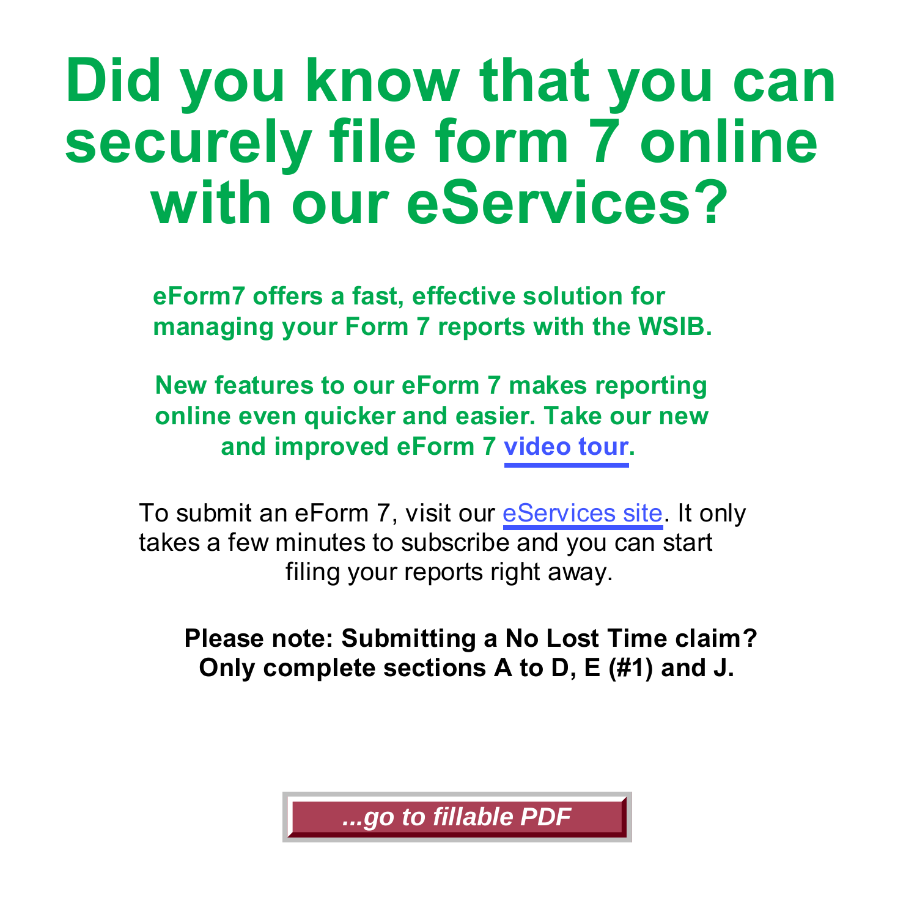# Did you know that you can securely file form 7 online with our eServices?

**eForm7 offers a fast, effective solution for managing your Form 7 reports with the WSIB.**

**New features to our eForm 7 makes reporting online even quicker and easier. Take our new and improved eForm 7 video tour.**

To submit an eForm 7, visit our eServices site. It only takes a few minutes to subscribe and you can start filing your reports right away.

**Please note: Submitting a No Lost Time claim? Only complete sections A to D, E (#1) and J.**

***...go to fillable PDF***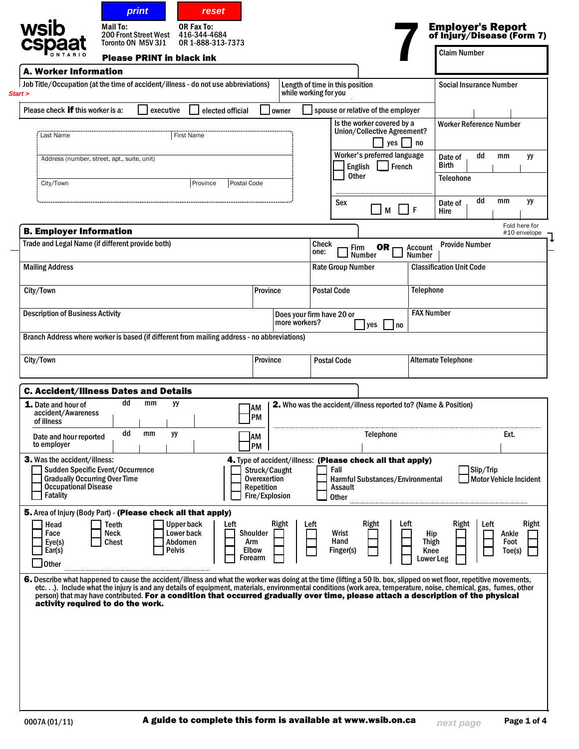print | reset

**Mail To:**
200 Front Street West
Toronto ON M5V 3J1

**OR Fax To:**
416-344-4684
OR 1-888-313-7373

**Please PRINT in black ink**

# 7 Employer's Report of Injury/Disease (Form 7)

Claim Number

## A. Worker Information

Start >

| Job Title/Occupation (at the time of accident/illness - do not use abbreviations) | Length of time in this position while working for you | Social Insurance Number |
|---|---|---|

Please check **if** this worker is a: ☐ executive ☐ elected official ☐ owner ☐ spouse or relative of the employer

| Last Name | First Name | Is the worker covered by a Union/Collective Agreement? ☐ yes ☐ no | Worker Reference Number |
|---|---|---|---|
| Address (number, street, apt., suite, unit) | | Worker's preferred language ☐ English ☐ French ☐ Other | Date of Birth dd mm yy |
| City/Town | Province / Postal Code | | Telephone |
| | | Sex ☐ M ☐ F | Date of Hire dd mm yy |

## B. Employer Information

Fold here for #10 envelope

| Trade and Legal Name (if different provide both) | | Check one: ☐ Firm Number **OR** ☐ Account Number | Provide Number |
|---|---|---|---|
| Mailing Address | | Rate Group Number | Classification Unit Code |
| City/Town | Province | Postal Code | Telephone |
| Description of Business Activity | | Does your firm have 20 or more workers? ☐ yes ☐ no | FAX Number |
| Branch Address where worker is based (if different from mailing address - no abbreviations) | | | |
| City/Town | Province | Postal Code | Alternate Telephone |

## C. Accident/Illness Dates and Details

**1.** Date and hour of accident/Awareness of illness — dd mm yy ☐ AM ☐ PM

Date and hour reported to employer — dd mm yy ☐ AM ☐ PM

**2.** Who was the accident/illness reported to? (Name & Position)

Telephone    Ext.

**3.** Was the accident/illness:
- ☐ Sudden Specific Event/Occurrence
- ☐ Gradually Occurring Over Time
- ☐ Occupational Disease
- ☐ Fatality

**4.** Type of accident/illness: **(Please check all that apply)**
- ☐ Struck/Caught
- ☐ Overexertion
- ☐ Repetition
- ☐ Fire/Explosion
- ☐ Fall
- ☐ Harmful Substances/Environmental
- ☐ Assault
- ☐ Other
- ☐ Slip/Trip
- ☐ Motor Vehicle Incident

**5.** Area of Injury (Body Part) - **(Please check all that apply)**

- ☐ Head ☐ Face ☐ Eye(s) ☐ Ear(s) ☐ Other
- ☐ Teeth ☐ Neck ☐ Chest
- ☐ Upper back ☐ Lower back ☐ Abdomen ☐ Pelvis

| Left | | Right |
|---|---|---|
| ☐ | Shoulder | ☐ |
| ☐ | Arm | ☐ |
| ☐ | Elbow | ☐ |
| ☐ | Forearm | ☐ |
| ☐ | Wrist | ☐ |
| ☐ | Hand | ☐ |
| ☐ | Finger(s) | ☐ |
| ☐ | Hip | ☐ |
| ☐ | Thigh | ☐ |
| ☐ | Knee | ☐ |
| ☐ | Lower Leg | ☐ |
| ☐ | Ankle | ☐ |
| ☐ | Foot | ☐ |
| ☐ | Toe(s) | ☐ |

**6.** Describe what happened to cause the accident/illness and what the worker was doing at the time (lifting a 50 lb. box, slipped on wet floor, repetitive movements, etc. . .). Include what the injury is and any details of equipment, materials, environmental conditions (work area, temperature, noise, chemical, gas, fumes, other person) that may have contributed. **For a condition that occurred gradually over time, please attach a description of the physical activity required to do the work.**

0007A (01/11)    **A guide to complete this form is available at www.wsib.on.ca**    next page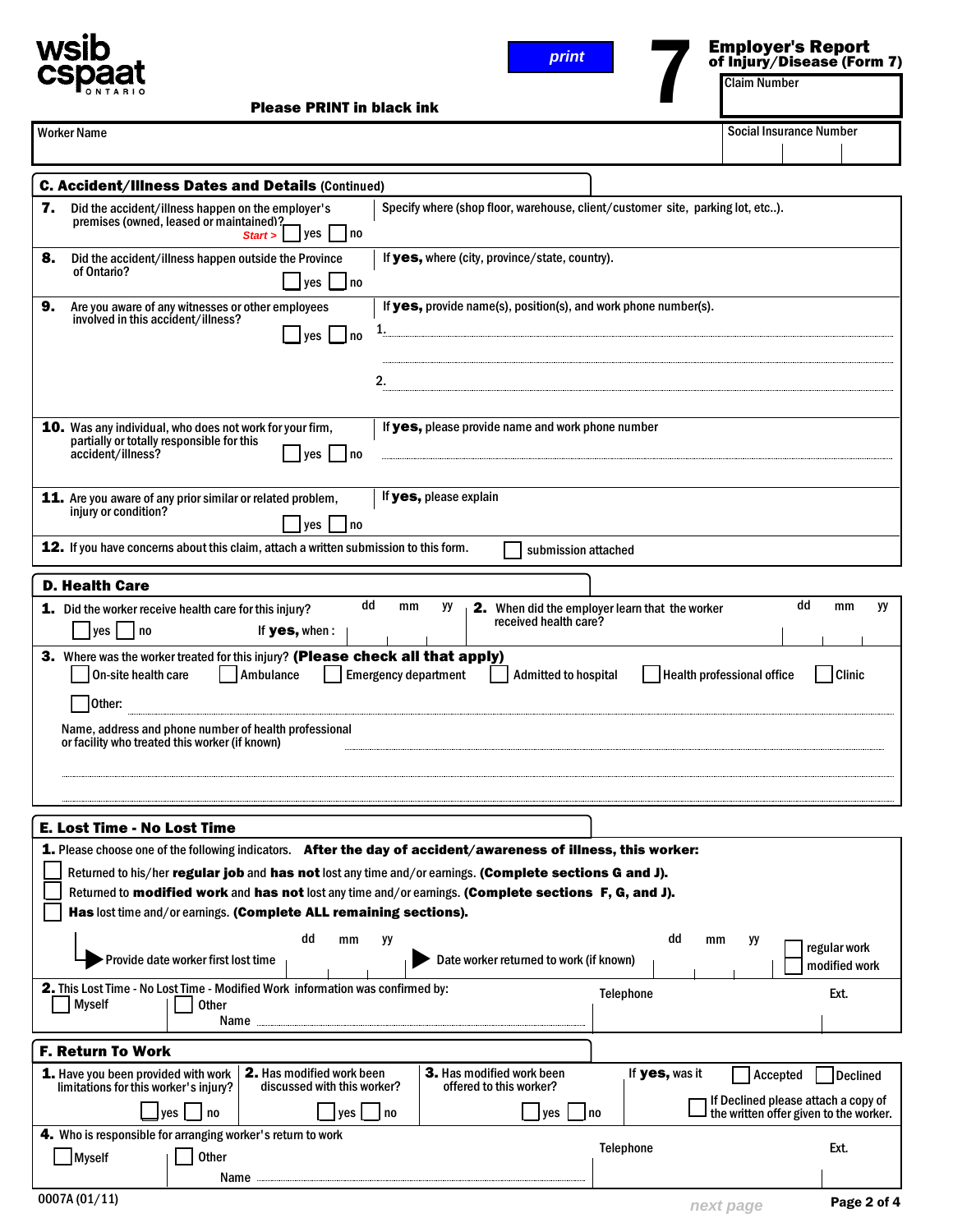wsib cspaat ONTARIO

print

Please PRINT in black ink

# 7 Employer's Report of Injury/Disease (Form 7)

Claim Number

Worker Name

Social Insurance Number

## C. Accident/Illness Dates and Details (Continued)

**7.** Did the accident/illness happen on the employer's premises (owned, leased or maintained)? *Start >* ☐ yes ☐ no

Specify where (shop floor, warehouse, client/customer site, parking lot, etc..).

**8.** Did the accident/illness happen outside the Province of Ontario? ☐ yes ☐ no

If **yes,** where (city, province/state, country).

**9.** Are you aware of any witnesses or other employees involved in this accident/illness? ☐ yes ☐ no

If **yes,** provide name(s), position(s), and work phone number(s).

1. ..............................

2. ..............................

**10.** Was any individual, who does not work for your firm, partially or totally responsible for this accident/illness? ☐ yes ☐ no

If **yes,** please provide name and work phone number

**11.** Are you aware of any prior similar or related problem, injury or condition? ☐ yes ☐ no

If **yes,** please explain

**12.** If you have concerns about this claim, attach a written submission to this form. ☐ submission attached

## D. Health Care

**1.** Did the worker receive health care for this injury? ☐ yes ☐ no If **yes,** when : dd mm yy

**2.** When did the employer learn that the worker received health care? dd mm yy

**3.** Where was the worker treated for this injury? **(Please check all that apply)**

☐ On-site health care ☐ Ambulance ☐ Emergency department ☐ Admitted to hospital ☐ Health professional office ☐ Clinic

☐ Other: ..............................

Name, address and phone number of health professional or facility who treated this worker (if known) ..............................

## E. Lost Time - No Lost Time

**1.** Please choose one of the following indicators. **After the day of accident/awareness of illness, this worker:**

☐ Returned to his/her **regular job** and **has not** lost any time and/or earnings. **(Complete sections G and J).**

☐ Returned to **modified work** and **has not** lost any time and/or earnings. **(Complete sections F, G, and J).**

☐ **Has** lost time and/or earnings. **(Complete ALL remaining sections).**

Provide date worker first lost time dd mm yy

Date worker returned to work (if known) dd mm yy ☐ regular work ☐ modified work

**2.** This Lost Time - No Lost Time - Modified Work information was confirmed by:

☐ Myself ☐ Other Name .............................. Telephone Ext.

## F. Return To Work

**1.** Have you been provided with work limitations for this worker's injury? ☐ yes ☐ no

**2.** Has modified work been discussed with this worker? ☐ yes ☐ no

**3.** Has modified work been offered to this worker? ☐ yes ☐ no

If **yes,** was it ☐ Accepted ☐ Declined

☐ If Declined please attach a copy of the written offer given to the worker.

**4.** Who is responsible for arranging worker's return to work

☐ Myself ☐ Other Name .............................. Telephone Ext.

0007A (01/11)

next page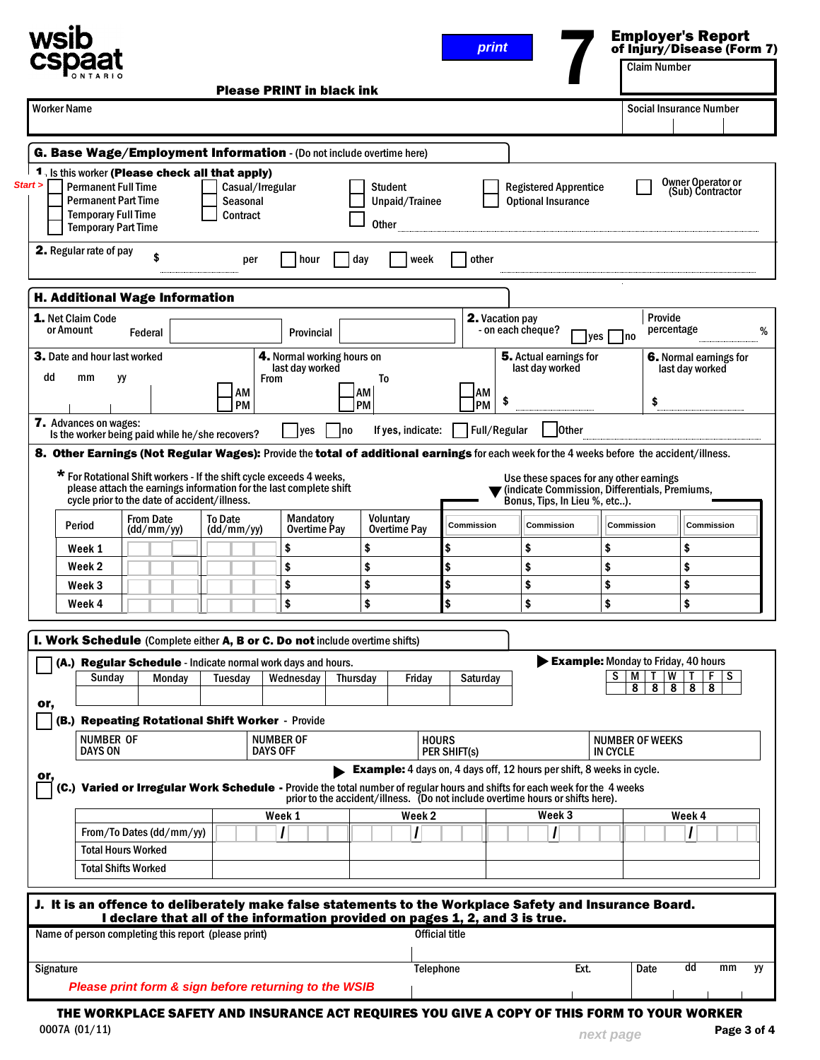wsib cspaat ONTARIO

print

# 7 Employer's Report of Injury/Disease (Form 7)

Claim Number

**Please PRINT in black ink**

| Worker Name | Social Insurance Number |
|---|---|
| | |

## G. Base Wage/Employment Information - (Do not include overtime here)

**1.** Is this worker **(Please check all that apply)**

*Start >*

- ☐ Permanent Full Time
- ☐ Permanent Part Time
- ☐ Temporary Full Time
- ☐ Temporary Part Time
- ☐ Casual/Irregular
- ☐ Seasonal
- ☐ Contract
- ☐ Student
- ☐ Unpaid/Trainee
- ☐ Other ____________
- ☐ Registered Apprentice
- ☐ Optional Insurance
- ☐ Owner Operator or (Sub) Contractor

**2.** Regular rate of pay $ __________ per ☐ hour ☐ day ☐ week ☐ other __________

## H. Additional Wage Information

**1.** Net Claim Code or Amount Federal __________ Provincial __________

**2.** Vacation pay - on each cheque? ☐ yes ☐ no Provide percentage ____ %

**3.** Date and hour last worked dd mm yy ☐ AM ☐ PM

**4.** Normal working hours on last day worked From ☐ AM ☐ PM To ☐ AM ☐ PM

**5.** Actual earnings for last day worked $ __________

**6.** Normal earnings for last day worked $ __________

**7.** Advances on wages: Is the worker being paid while he/she recovers? ☐ yes ☐ no If yes, indicate: ☐ Full/Regular ☐ Other __________

**8. Other Earnings (Not Regular Wages):** Provide the **total of additional earnings** for each week for the 4 weeks before the accident/illness.

\* For Rotational Shift workers - If the shift cycle exceeds 4 weeks, please attach the earnings information for the last complete shift cycle prior to the date of accident/illness.

Use these spaces for any other earnings (indicate Commission, Differentials, Premiums, Bonus, Tips, In Lieu %, etc..).

| Period | From Date (dd/mm/yy) | To Date (dd/mm/yy) | Mandatory Overtime Pay | Voluntary Overtime Pay | Commission | Commission | Commission | Commission |
|---|---|---|---|---|---|---|---|---|
| Week 1 | | | $ | $ | $ | $ | $ | $ |
| Week 2 | | | $ | $ | $ | $ | $ | $ |
| Week 3 | | | $ | $ | $ | $ | $ | $ |
| Week 4 | | | $ | $ | $ | $ | $ | $ |

## I. Work Schedule (Complete either A, B or C. Do not include overtime shifts)

☐ **(A.) Regular Schedule** - Indicate normal work days and hours.

| Sunday | Monday | Tuesday | Wednesday | Thursday | Friday | Saturday |
|---|---|---|---|---|---|---|
| | | | | | | |

**Example:** Monday to Friday, 40 hours

| S | M | T | W | T | F | S |
|---|---|---|---|---|---|---|
| | 8 | 8 | 8 | 8 | 8 | |

or,

☐ **(B.) Repeating Rotational Shift Worker** - Provide

| NUMBER OF DAYS ON | NUMBER OF DAYS OFF | HOURS PER SHIFT(s) | NUMBER OF WEEKS IN CYCLE |
|---|---|---|---|
| | | | |

**Example:** 4 days on, 4 days off, 12 hours per shift, 8 weeks in cycle.

or,

☐ **(C.) Varied or Irregular Work Schedule** - Provide the total number of regular hours and shifts for each week for the 4 weeks prior to the accident/illness. (Do not include overtime hours or shifts here).

| | Week 1 | Week 2 | Week 3 | Week 4 |
|---|---|---|---|---|
| From/To Dates (dd/mm/yy) | / | / | / | / |
| Total Hours Worked | | | | |
| Total Shifts Worked | | | | |

## J. It is an offence to deliberately make false statements to the Workplace Safety and Insurance Board. I declare that all of the information provided on pages 1, 2, and 3 is true.

| Name of person completing this report (please print) | Official title | | |
|---|---|---|---|
| | | | |
| Signature | Telephone | Ext. | Date dd mm yy |

*Please print form & sign before returning to the WSIB*

**THE WORKPLACE SAFETY AND INSURANCE ACT REQUIRES YOU GIVE A COPY OF THIS FORM TO YOUR WORKER**

0007A (01/11)

next page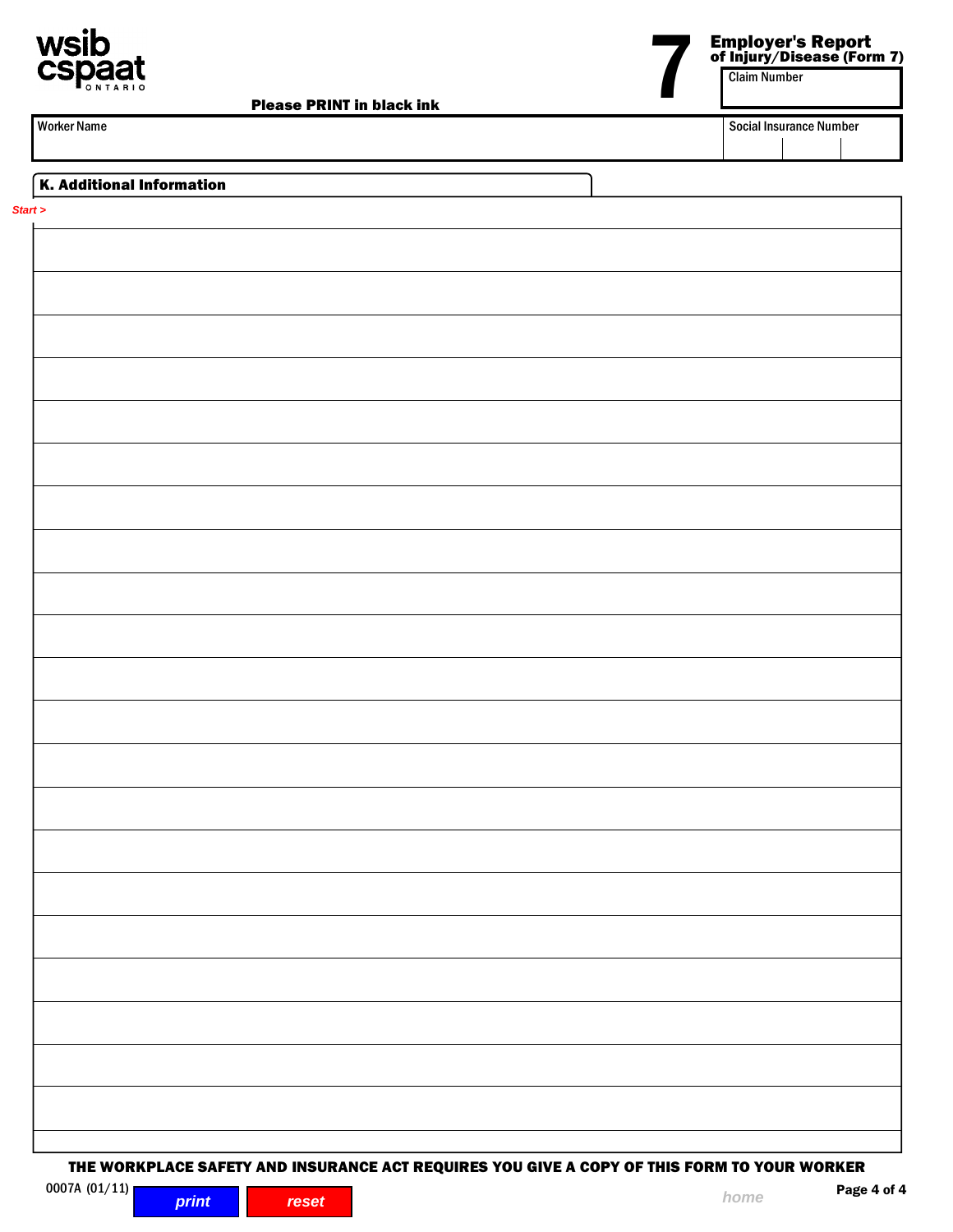wsib cspaat ONTARIO

# Employer's Report of Injury/Disease (Form 7)

**7**

Claim Number

**Please PRINT in black ink**

| Worker Name | Social Insurance Number |
|---|---|
| | |

## K. Additional Information

*Start >*

**THE WORKPLACE SAFETY AND INSURANCE ACT REQUIRES YOU GIVE A COPY OF THIS FORM TO YOUR WORKER**

0007A (01/11)

print reset home